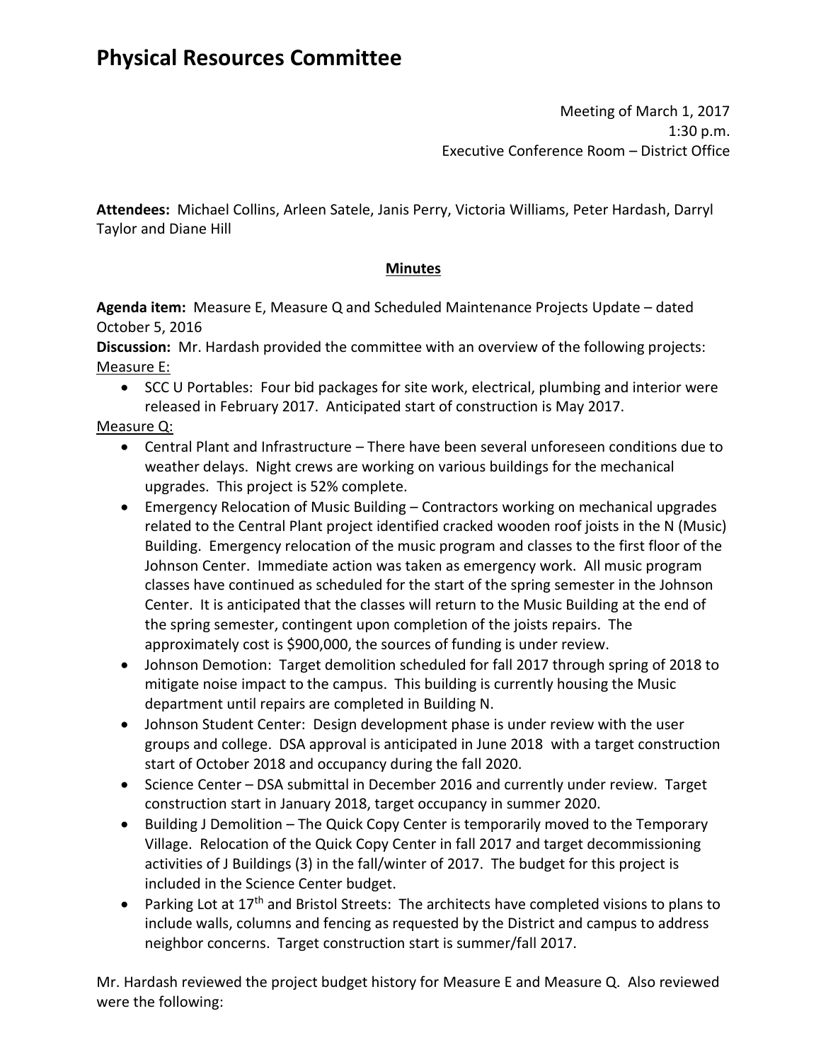# Physical Resources Committee

Meeting of March 1, 2017
1:30 p.m.
Executive Conference Room – District Office

**Attendees:** Michael Collins, Arleen Satele, Janis Perry, Victoria Williams, Peter Hardash, Darryl Taylor and Diane Hill

## Minutes

**Agenda item:** Measure E, Measure Q and Scheduled Maintenance Projects Update – dated October 5, 2016

**Discussion:** Mr. Hardash provided the committee with an overview of the following projects:

Measure E:

- SCC U Portables: Four bid packages for site work, electrical, plumbing and interior were released in February 2017. Anticipated start of construction is May 2017.

Measure Q:

- Central Plant and Infrastructure – There have been several unforeseen conditions due to weather delays. Night crews are working on various buildings for the mechanical upgrades. This project is 52% complete.
- Emergency Relocation of Music Building – Contractors working on mechanical upgrades related to the Central Plant project identified cracked wooden roof joists in the N (Music) Building. Emergency relocation of the music program and classes to the first floor of the Johnson Center. Immediate action was taken as emergency work. All music program classes have continued as scheduled for the start of the spring semester in the Johnson Center. It is anticipated that the classes will return to the Music Building at the end of the spring semester, contingent upon completion of the joists repairs. The approximately cost is $900,000, the sources of funding is under review.
- Johnson Demotion: Target demolition scheduled for fall 2017 through spring of 2018 to mitigate noise impact to the campus. This building is currently housing the Music department until repairs are completed in Building N.
- Johnson Student Center: Design development phase is under review with the user groups and college. DSA approval is anticipated in June 2018 with a target construction start of October 2018 and occupancy during the fall 2020.
- Science Center – DSA submittal in December 2016 and currently under review. Target construction start in January 2018, target occupancy in summer 2020.
- Building J Demolition – The Quick Copy Center is temporarily moved to the Temporary Village. Relocation of the Quick Copy Center in fall 2017 and target decommissioning activities of J Buildings (3) in the fall/winter of 2017. The budget for this project is included in the Science Center budget.
- Parking Lot at 17th and Bristol Streets: The architects have completed visions to plans to include walls, columns and fencing as requested by the District and campus to address neighbor concerns. Target construction start is summer/fall 2017.

Mr. Hardash reviewed the project budget history for Measure E and Measure Q. Also reviewed were the following: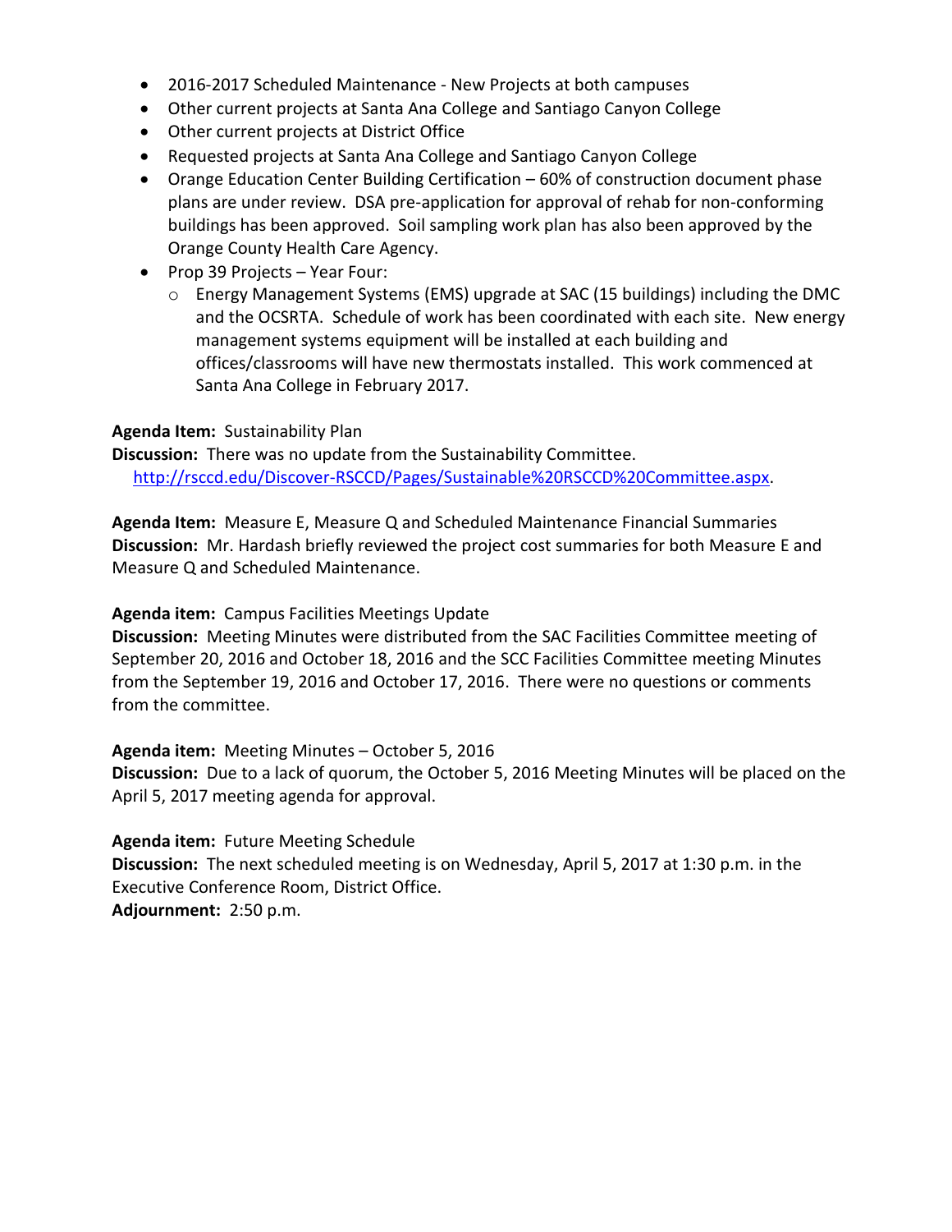- 2016-2017 Scheduled Maintenance - New Projects at both campuses
- Other current projects at Santa Ana College and Santiago Canyon College
- Other current projects at District Office
- Requested projects at Santa Ana College and Santiago Canyon College
- Orange Education Center Building Certification – 60% of construction document phase plans are under review. DSA pre-application for approval of rehab for non-conforming buildings has been approved. Soil sampling work plan has also been approved by the Orange County Health Care Agency.
- Prop 39 Projects – Year Four:
  - Energy Management Systems (EMS) upgrade at SAC (15 buildings) including the DMC and the OCSRTA. Schedule of work has been coordinated with each site. New energy management systems equipment will be installed at each building and offices/classrooms will have new thermostats installed. This work commenced at Santa Ana College in February 2017.

**Agenda Item:** Sustainability Plan
**Discussion:** There was no update from the Sustainability Committee.
http://rsccd.edu/Discover-RSCCD/Pages/Sustainable%20RSCCD%20Committee.aspx.

**Agenda Item:** Measure E, Measure Q and Scheduled Maintenance Financial Summaries
**Discussion:** Mr. Hardash briefly reviewed the project cost summaries for both Measure E and Measure Q and Scheduled Maintenance.

**Agenda item:** Campus Facilities Meetings Update
**Discussion:** Meeting Minutes were distributed from the SAC Facilities Committee meeting of September 20, 2016 and October 18, 2016 and the SCC Facilities Committee meeting Minutes from the September 19, 2016 and October 17, 2016. There were no questions or comments from the committee.

**Agenda item:** Meeting Minutes – October 5, 2016
**Discussion:** Due to a lack of quorum, the October 5, 2016 Meeting Minutes will be placed on the April 5, 2017 meeting agenda for approval.

**Agenda item:** Future Meeting Schedule
**Discussion:** The next scheduled meeting is on Wednesday, April 5, 2017 at 1:30 p.m. in the Executive Conference Room, District Office.
**Adjournment:** 2:50 p.m.